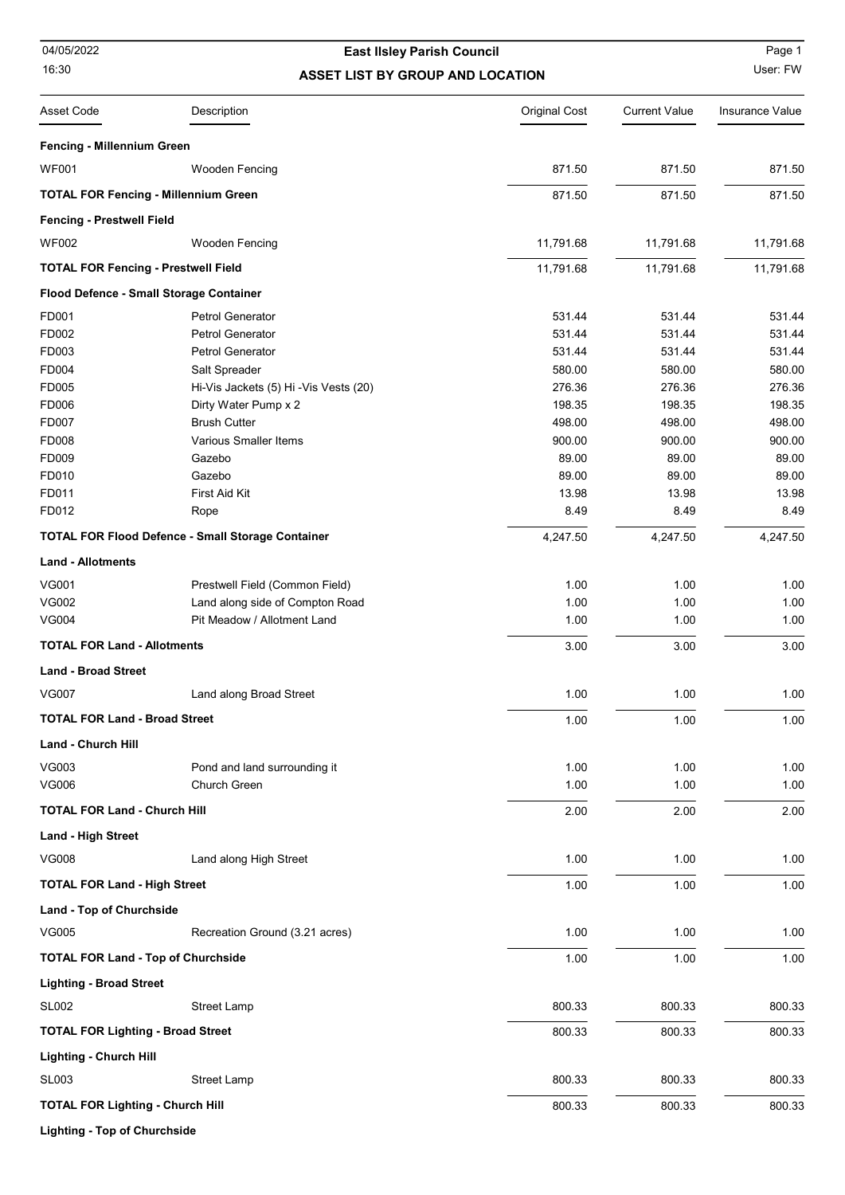# East Ilsley Parish Council

## ASSET LIST BY GROUP AND LOCATION

04/05/2022
16:30

User: FW

| Asset Code | Description | Original Cost | Current Value | Insurance Value |
|---|---|---|---|---|
| **Fencing - Millennium Green** | | | | |
| WF001 | Wooden Fencing | 871.50 | 871.50 | 871.50 |
| **TOTAL FOR Fencing - Millennium Green** | | 871.50 | 871.50 | 871.50 |
| **Fencing - Prestwell Field** | | | | |
| WF002 | Wooden Fencing | 11,791.68 | 11,791.68 | 11,791.68 |
| **TOTAL FOR Fencing - Prestwell Field** | | 11,791.68 | 11,791.68 | 11,791.68 |
| **Flood Defence - Small Storage Container** | | | | |
| FD001 | Petrol Generator | 531.44 | 531.44 | 531.44 |
| FD002 | Petrol Generator | 531.44 | 531.44 | 531.44 |
| FD003 | Petrol Generator | 531.44 | 531.44 | 531.44 |
| FD004 | Salt Spreader | 580.00 | 580.00 | 580.00 |
| FD005 | Hi-Vis Jackets (5) Hi -Vis Vests (20) | 276.36 | 276.36 | 276.36 |
| FD006 | Dirty Water Pump x 2 | 198.35 | 198.35 | 198.35 |
| FD007 | Brush Cutter | 498.00 | 498.00 | 498.00 |
| FD008 | Various Smaller Items | 900.00 | 900.00 | 900.00 |
| FD009 | Gazebo | 89.00 | 89.00 | 89.00 |
| FD010 | Gazebo | 89.00 | 89.00 | 89.00 |
| FD011 | First Aid Kit | 13.98 | 13.98 | 13.98 |
| FD012 | Rope | 8.49 | 8.49 | 8.49 |
| **TOTAL FOR Flood Defence - Small Storage Container** | | 4,247.50 | 4,247.50 | 4,247.50 |
| **Land - Allotments** | | | | |
| VG001 | Prestwell Field (Common Field) | 1.00 | 1.00 | 1.00 |
| VG002 | Land along side of Compton Road | 1.00 | 1.00 | 1.00 |
| VG004 | Pit Meadow / Allotment Land | 1.00 | 1.00 | 1.00 |
| **TOTAL FOR Land - Allotments** | | 3.00 | 3.00 | 3.00 |
| **Land - Broad Street** | | | | |
| VG007 | Land along Broad Street | 1.00 | 1.00 | 1.00 |
| **TOTAL FOR Land - Broad Street** | | 1.00 | 1.00 | 1.00 |
| **Land - Church Hill** | | | | |
| VG003 | Pond and land surrounding it | 1.00 | 1.00 | 1.00 |
| VG006 | Church Green | 1.00 | 1.00 | 1.00 |
| **TOTAL FOR Land - Church Hill** | | 2.00 | 2.00 | 2.00 |
| **Land - High Street** | | | | |
| VG008 | Land along High Street | 1.00 | 1.00 | 1.00 |
| **TOTAL FOR Land - High Street** | | 1.00 | 1.00 | 1.00 |
| **Land - Top of Churchside** | | | | |
| VG005 | Recreation Ground (3.21 acres) | 1.00 | 1.00 | 1.00 |
| **TOTAL FOR Land - Top of Churchside** | | 1.00 | 1.00 | 1.00 |
| **Lighting - Broad Street** | | | | |
| SL002 | Street Lamp | 800.33 | 800.33 | 800.33 |
| **TOTAL FOR Lighting - Broad Street** | | 800.33 | 800.33 | 800.33 |
| **Lighting - Church Hill** | | | | |
| SL003 | Street Lamp | 800.33 | 800.33 | 800.33 |
| **TOTAL FOR Lighting - Church Hill** | | 800.33 | 800.33 | 800.33 |
| **Lighting - Top of Churchside** | | | | |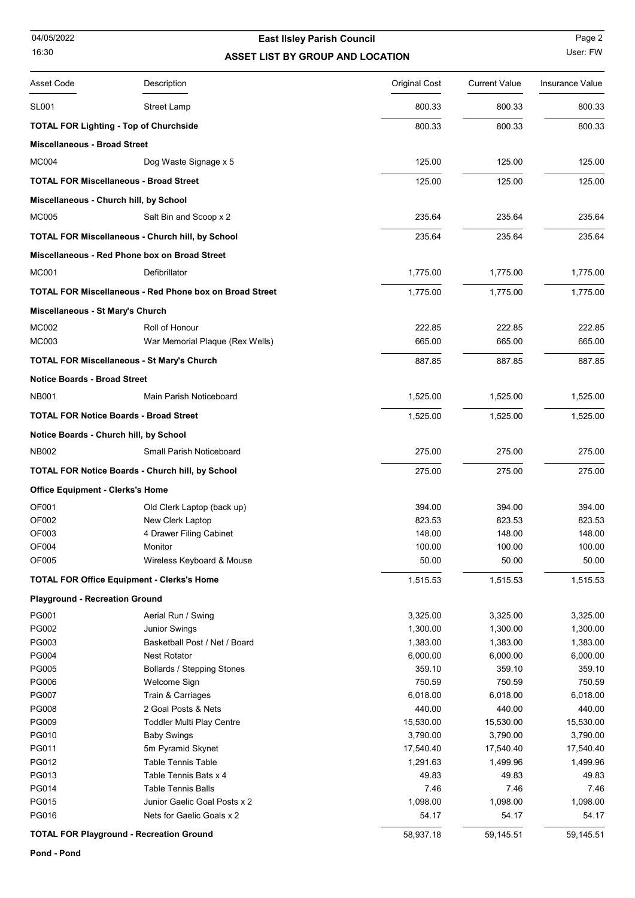| Asset Code | Description | Original Cost | Current Value | Insurance Value |
|---|---|---|---|---|
| SL001 | Street Lamp | 800.33 | 800.33 | 800.33 |
| **TOTAL FOR Lighting - Top of Churchside** | | 800.33 | 800.33 | 800.33 |
| **Miscellaneous - Broad Street** | | | | |
| MC004 | Dog Waste Signage x 5 | 125.00 | 125.00 | 125.00 |
| **TOTAL FOR Miscellaneous - Broad Street** | | 125.00 | 125.00 | 125.00 |
| **Miscellaneous - Church hill, by School** | | | | |
| MC005 | Salt Bin and Scoop x 2 | 235.64 | 235.64 | 235.64 |
| **TOTAL FOR Miscellaneous - Church hill, by School** | | 235.64 | 235.64 | 235.64 |
| **Miscellaneous - Red Phone box on Broad Street** | | | | |
| MC001 | Defibrillator | 1,775.00 | 1,775.00 | 1,775.00 |
| **TOTAL FOR Miscellaneous - Red Phone box on Broad Street** | | 1,775.00 | 1,775.00 | 1,775.00 |
| **Miscellaneous - St Mary's Church** | | | | |
| MC002 | Roll of Honour | 222.85 | 222.85 | 222.85 |
| MC003 | War Memorial Plaque (Rex Wells) | 665.00 | 665.00 | 665.00 |
| **TOTAL FOR Miscellaneous - St Mary's Church** | | 887.85 | 887.85 | 887.85 |
| **Notice Boards - Broad Street** | | | | |
| NB001 | Main Parish Noticeboard | 1,525.00 | 1,525.00 | 1,525.00 |
| **TOTAL FOR Notice Boards - Broad Street** | | 1,525.00 | 1,525.00 | 1,525.00 |
| **Notice Boards - Church hill, by School** | | | | |
| NB002 | Small Parish Noticeboard | 275.00 | 275.00 | 275.00 |
| **TOTAL FOR Notice Boards - Church hill, by School** | | 275.00 | 275.00 | 275.00 |
| **Office Equipment - Clerks's Home** | | | | |
| OF001 | Old Clerk Laptop (back up) | 394.00 | 394.00 | 394.00 |
| OF002 | New Clerk Laptop | 823.53 | 823.53 | 823.53 |
| OF003 | 4 Drawer Filing Cabinet | 148.00 | 148.00 | 148.00 |
| OF004 | Monitor | 100.00 | 100.00 | 100.00 |
| OF005 | Wireless Keyboard & Mouse | 50.00 | 50.00 | 50.00 |
| **TOTAL FOR Office Equipment - Clerks's Home** | | 1,515.53 | 1,515.53 | 1,515.53 |
| **Playground - Recreation Ground** | | | | |
| PG001 | Aerial Run / Swing | 3,325.00 | 3,325.00 | 3,325.00 |
| PG002 | Junior Swings | 1,300.00 | 1,300.00 | 1,300.00 |
| PG003 | Basketball Post / Net / Board | 1,383.00 | 1,383.00 | 1,383.00 |
| PG004 | Nest Rotator | 6,000.00 | 6,000.00 | 6,000.00 |
| PG005 | Bollards / Stepping Stones | 359.10 | 359.10 | 359.10 |
| PG006 | Welcome Sign | 750.59 | 750.59 | 750.59 |
| PG007 | Train & Carriages | 6,018.00 | 6,018.00 | 6,018.00 |
| PG008 | 2 Goal Posts & Nets | 440.00 | 440.00 | 440.00 |
| PG009 | Toddler Multi Play Centre | 15,530.00 | 15,530.00 | 15,530.00 |
| PG010 | Baby Swings | 3,790.00 | 3,790.00 | 3,790.00 |
| PG011 | 5m Pyramid Skynet | 17,540.40 | 17,540.40 | 17,540.40 |
| PG012 | Table Tennis Table | 1,291.63 | 1,499.96 | 1,499.96 |
| PG013 | Table Tennis Bats x 4 | 49.83 | 49.83 | 49.83 |
| PG014 | Table Tennis Balls | 7.46 | 7.46 | 7.46 |
| PG015 | Junior Gaelic Goal Posts x 2 | 1,098.00 | 1,098.00 | 1,098.00 |
| PG016 | Nets for Gaelic Goals x 2 | 54.17 | 54.17 | 54.17 |
| **TOTAL FOR Playground - Recreation Ground** | | 58,937.18 | 59,145.51 | 59,145.51 |
| **Pond - Pond** | | | | |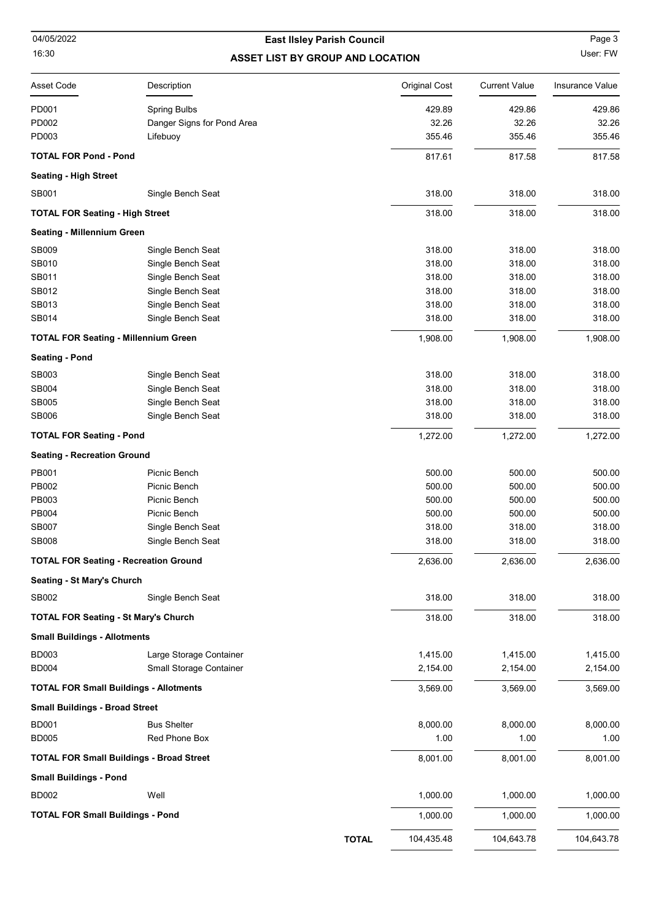| Asset Code | Description | | Original Cost | Current Value | Insurance Value |
|---|---|---|---|---|---|
| PD001 | Spring Bulbs | | 429.89 | 429.86 | 429.86 |
| PD002 | Danger Signs for Pond Area | | 32.26 | 32.26 | 32.26 |
| PD003 | Lifebuoy | | 355.46 | 355.46 | 355.46 |
| **TOTAL FOR Pond - Pond** | | | 817.61 | 817.58 | 817.58 |
| **Seating - High Street** | | | | | |
| SB001 | Single Bench Seat | | 318.00 | 318.00 | 318.00 |
| **TOTAL FOR Seating - High Street** | | | 318.00 | 318.00 | 318.00 |
| **Seating - Millennium Green** | | | | | |
| SB009 | Single Bench Seat | | 318.00 | 318.00 | 318.00 |
| SB010 | Single Bench Seat | | 318.00 | 318.00 | 318.00 |
| SB011 | Single Bench Seat | | 318.00 | 318.00 | 318.00 |
| SB012 | Single Bench Seat | | 318.00 | 318.00 | 318.00 |
| SB013 | Single Bench Seat | | 318.00 | 318.00 | 318.00 |
| SB014 | Single Bench Seat | | 318.00 | 318.00 | 318.00 |
| **TOTAL FOR Seating - Millennium Green** | | | 1,908.00 | 1,908.00 | 1,908.00 |
| **Seating - Pond** | | | | | |
| SB003 | Single Bench Seat | | 318.00 | 318.00 | 318.00 |
| SB004 | Single Bench Seat | | 318.00 | 318.00 | 318.00 |
| SB005 | Single Bench Seat | | 318.00 | 318.00 | 318.00 |
| SB006 | Single Bench Seat | | 318.00 | 318.00 | 318.00 |
| **TOTAL FOR Seating - Pond** | | | 1,272.00 | 1,272.00 | 1,272.00 |
| **Seating - Recreation Ground** | | | | | |
| PB001 | Picnic Bench | | 500.00 | 500.00 | 500.00 |
| PB002 | Picnic Bench | | 500.00 | 500.00 | 500.00 |
| PB003 | Picnic Bench | | 500.00 | 500.00 | 500.00 |
| PB004 | Picnic Bench | | 500.00 | 500.00 | 500.00 |
| SB007 | Single Bench Seat | | 318.00 | 318.00 | 318.00 |
| SB008 | Single Bench Seat | | 318.00 | 318.00 | 318.00 |
| **TOTAL FOR Seating - Recreation Ground** | | | 2,636.00 | 2,636.00 | 2,636.00 |
| **Seating - St Mary's Church** | | | | | |
| SB002 | Single Bench Seat | | 318.00 | 318.00 | 318.00 |
| **TOTAL FOR Seating - St Mary's Church** | | | 318.00 | 318.00 | 318.00 |
| **Small Buildings - Allotments** | | | | | |
| BD003 | Large Storage Container | | 1,415.00 | 1,415.00 | 1,415.00 |
| BD004 | Small Storage Container | | 2,154.00 | 2,154.00 | 2,154.00 |
| **TOTAL FOR Small Buildings - Allotments** | | | 3,569.00 | 3,569.00 | 3,569.00 |
| **Small Buildings - Broad Street** | | | | | |
| BD001 | Bus Shelter | | 8,000.00 | 8,000.00 | 8,000.00 |
| BD005 | Red Phone Box | | 1.00 | 1.00 | 1.00 |
| **TOTAL FOR Small Buildings - Broad Street** | | | 8,001.00 | 8,001.00 | 8,001.00 |
| **Small Buildings - Pond** | | | | | |
| BD002 | Well | | 1,000.00 | 1,000.00 | 1,000.00 |
| **TOTAL FOR Small Buildings - Pond** | | | 1,000.00 | 1,000.00 | 1,000.00 |
| | | **TOTAL** | 104,435.48 | 104,643.78 | 104,643.78 |